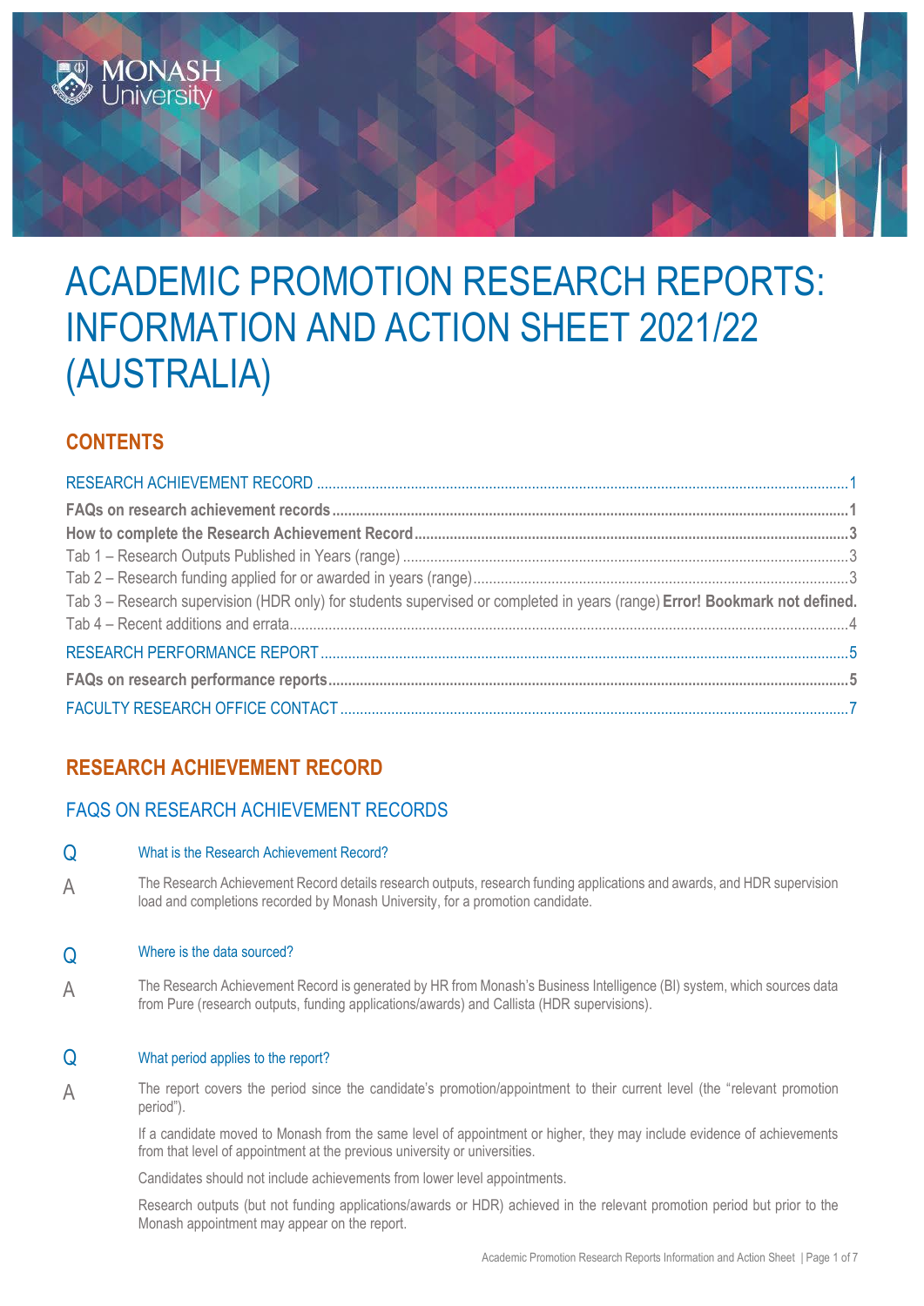# ACADEMIC PROMOTION RESEARCH REPORTS: INFORMATION AND ACTION SHEET 2021/22 (AUSTRALIA)

## CONTENTS

RESEARCH ACHIEVEMENT RECORD .......... 1
**FAQs on research achievement records .......... 1**
**How to complete the Research Achievement Record .......... 3**
Tab 1 – Research Outputs Published in Years (range) .......... 3
Tab 2 – Research funding applied for or awarded in years (range) .......... 3
Tab 3 – Research supervision (HDR only) for students supervised or completed in years (range) **Error! Bookmark not defined.**
Tab 4 – Recent additions and errata .......... 4
RESEARCH PERFORMANCE REPORT .......... 5
**FAQs on research performance reports .......... 5**
FACULTY RESEARCH OFFICE CONTACT .......... 7

## RESEARCH ACHIEVEMENT RECORD

### FAQS ON RESEARCH ACHIEVEMENT RECORDS

**Q** What is the Research Achievement Record?

**A** The Research Achievement Record details research outputs, research funding applications and awards, and HDR supervision load and completions recorded by Monash University, for a promotion candidate.

**Q** Where is the data sourced?

**A** The Research Achievement Record is generated by HR from Monash's Business Intelligence (BI) system, which sources data from Pure (research outputs, funding applications/awards) and Callista (HDR supervisions).

**Q** What period applies to the report?

**A** The report covers the period since the candidate's promotion/appointment to their current level (the "relevant promotion period").

If a candidate moved to Monash from the same level of appointment or higher, they may include evidence of achievements from that level of appointment at the previous university or universities.

Candidates should not include achievements from lower level appointments.

Research outputs (but not funding applications/awards or HDR) achieved in the relevant promotion period but prior to the Monash appointment may appear on the report.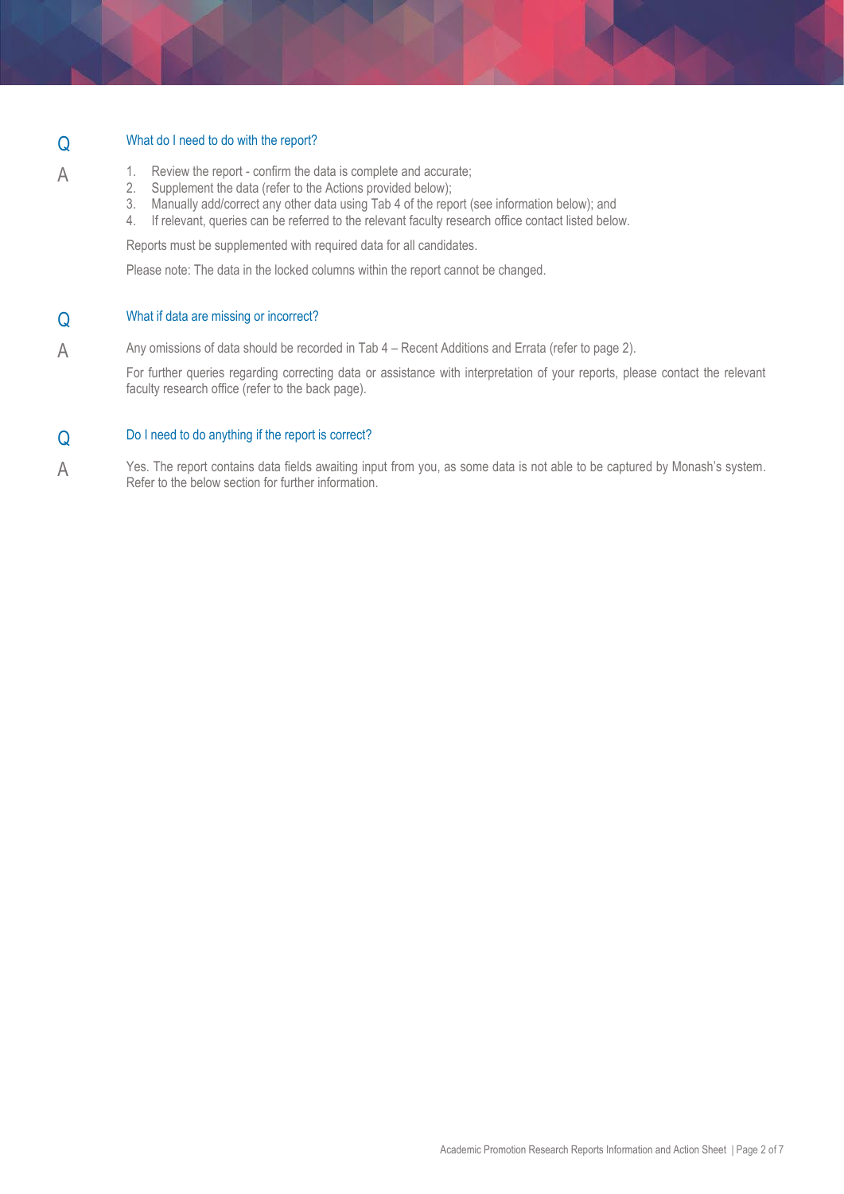**Q** What do I need to do with the report?

**A**

1. Review the report - confirm the data is complete and accurate;
2. Supplement the data (refer to the Actions provided below);
3. Manually add/correct any other data using Tab 4 of the report (see information below); and
4. If relevant, queries can be referred to the relevant faculty research office contact listed below.

Reports must be supplemented with required data for all candidates.

Please note: The data in the locked columns within the report cannot be changed.

**Q** What if data are missing or incorrect?

**A** Any omissions of data should be recorded in Tab 4 – Recent Additions and Errata (refer to page 2).

For further queries regarding correcting data or assistance with interpretation of your reports, please contact the relevant faculty research office (refer to the back page).

**Q** Do I need to do anything if the report is correct?

**A** Yes. The report contains data fields awaiting input from you, as some data is not able to be captured by Monash's system. Refer to the below section for further information.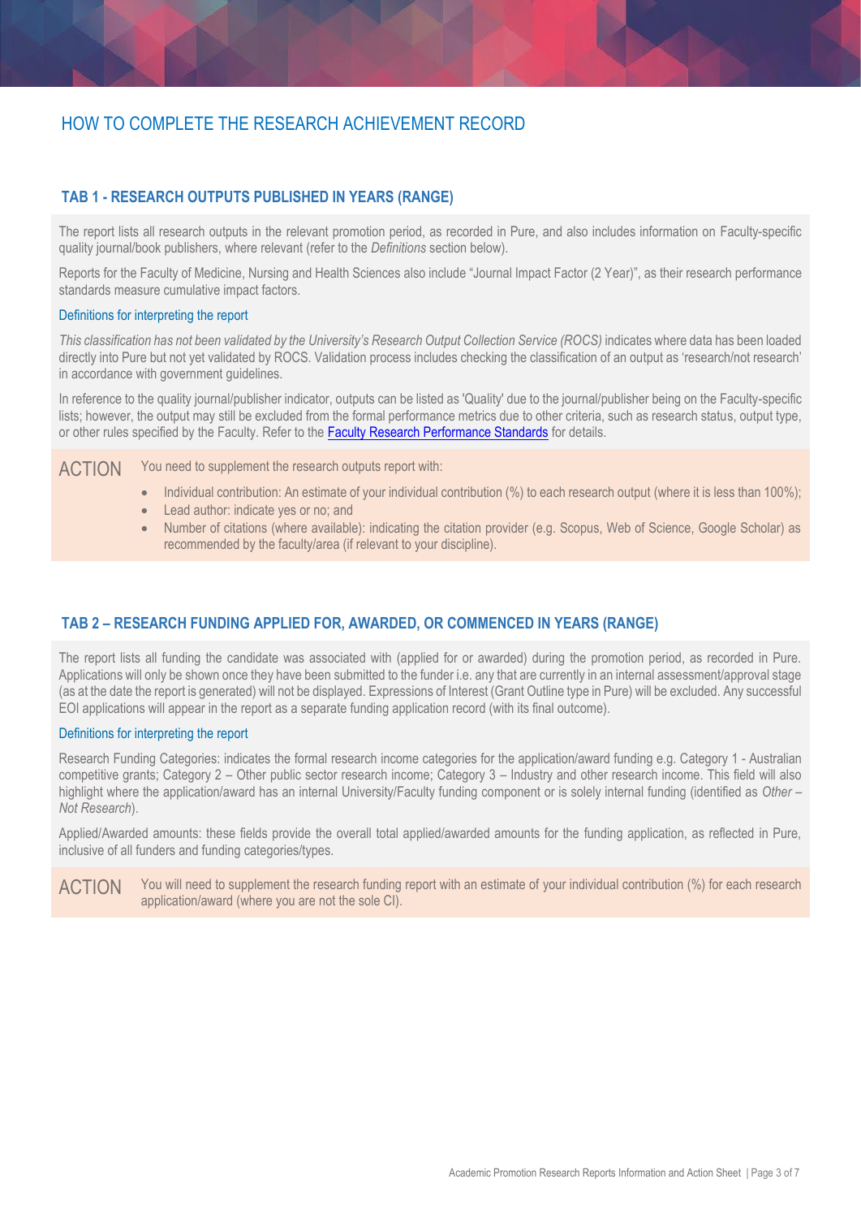# HOW TO COMPLETE THE RESEARCH ACHIEVEMENT RECORD

## TAB 1 - RESEARCH OUTPUTS PUBLISHED IN YEARS (RANGE)

The report lists all research outputs in the relevant promotion period, as recorded in Pure, and also includes information on Faculty-specific quality journal/book publishers, where relevant (refer to the *Definitions* section below).

Reports for the Faculty of Medicine, Nursing and Health Sciences also include "Journal Impact Factor (2 Year)", as their research performance standards measure cumulative impact factors.

### Definitions for interpreting the report

*This classification has not been validated by the University's Research Output Collection Service (ROCS)* indicates where data has been loaded directly into Pure but not yet validated by ROCS. Validation process includes checking the classification of an output as 'research/not research' in accordance with government guidelines.

In reference to the quality journal/publisher indicator, outputs can be listed as 'Quality' due to the journal/publisher being on the Faculty-specific lists; however, the output may still be excluded from the formal performance metrics due to other criteria, such as research status, output type, or other rules specified by the Faculty. Refer to the Faculty Research Performance Standards for details.

**ACTION** You need to supplement the research outputs report with:

- Individual contribution: An estimate of your individual contribution (%) to each research output (where it is less than 100%);
- Lead author: indicate yes or no; and
- Number of citations (where available): indicating the citation provider (e.g. Scopus, Web of Science, Google Scholar) as recommended by the faculty/area (if relevant to your discipline).

## TAB 2 – RESEARCH FUNDING APPLIED FOR, AWARDED, OR COMMENCED IN YEARS (RANGE)

The report lists all funding the candidate was associated with (applied for or awarded) during the promotion period, as recorded in Pure. Applications will only be shown once they have been submitted to the funder i.e. any that are currently in an internal assessment/approval stage (as at the date the report is generated) will not be displayed. Expressions of Interest (Grant Outline type in Pure) will be excluded. Any successful EOI applications will appear in the report as a separate funding application record (with its final outcome).

### Definitions for interpreting the report

Research Funding Categories: indicates the formal research income categories for the application/award funding e.g. Category 1 - Australian competitive grants; Category 2 – Other public sector research income; Category 3 – Industry and other research income. This field will also highlight where the application/award has an internal University/Faculty funding component or is solely internal funding (identified as *Other – Not Research*).

Applied/Awarded amounts: these fields provide the overall total applied/awarded amounts for the funding application, as reflected in Pure, inclusive of all funders and funding categories/types.

**ACTION** You will need to supplement the research funding report with an estimate of your individual contribution (%) for each research application/award (where you are not the sole CI).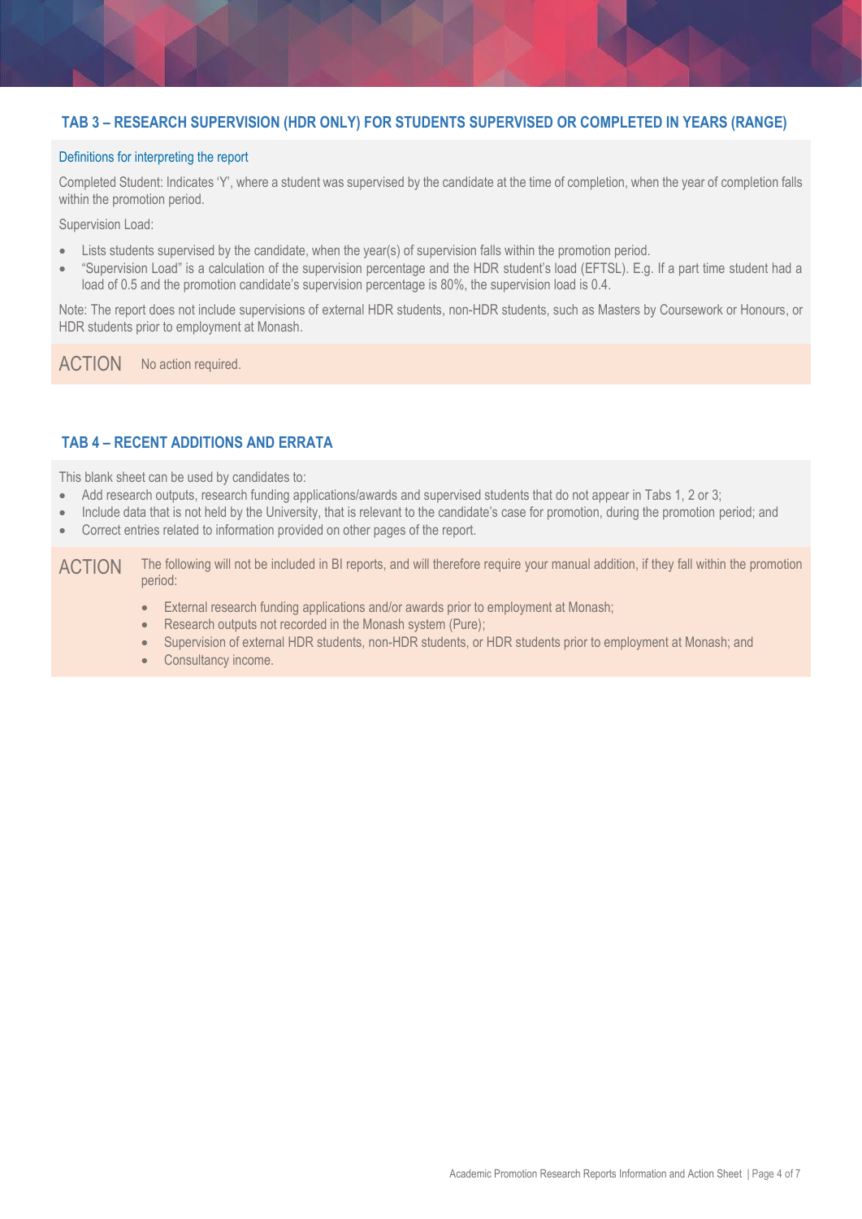## TAB 3 – RESEARCH SUPERVISION (HDR ONLY) FOR STUDENTS SUPERVISED OR COMPLETED IN YEARS (RANGE)

### Definitions for interpreting the report

Completed Student: Indicates 'Y', where a student was supervised by the candidate at the time of completion, when the year of completion falls within the promotion period.

Supervision Load:

- Lists students supervised by the candidate, when the year(s) of supervision falls within the promotion period.
- "Supervision Load" is a calculation of the supervision percentage and the HDR student's load (EFTSL). E.g. If a part time student had a load of 0.5 and the promotion candidate's supervision percentage is 80%, the supervision load is 0.4.

Note: The report does not include supervisions of external HDR students, non-HDR students, such as Masters by Coursework or Honours, or HDR students prior to employment at Monash.

**ACTION** No action required.

## TAB 4 – RECENT ADDITIONS AND ERRATA

This blank sheet can be used by candidates to:

- Add research outputs, research funding applications/awards and supervised students that do not appear in Tabs 1, 2 or 3;
- Include data that is not held by the University, that is relevant to the candidate's case for promotion, during the promotion period; and
- Correct entries related to information provided on other pages of the report.

**ACTION** The following will not be included in BI reports, and will therefore require your manual addition, if they fall within the promotion period:

- External research funding applications and/or awards prior to employment at Monash;
- Research outputs not recorded in the Monash system (Pure);
- Supervision of external HDR students, non-HDR students, or HDR students prior to employment at Monash; and
- Consultancy income.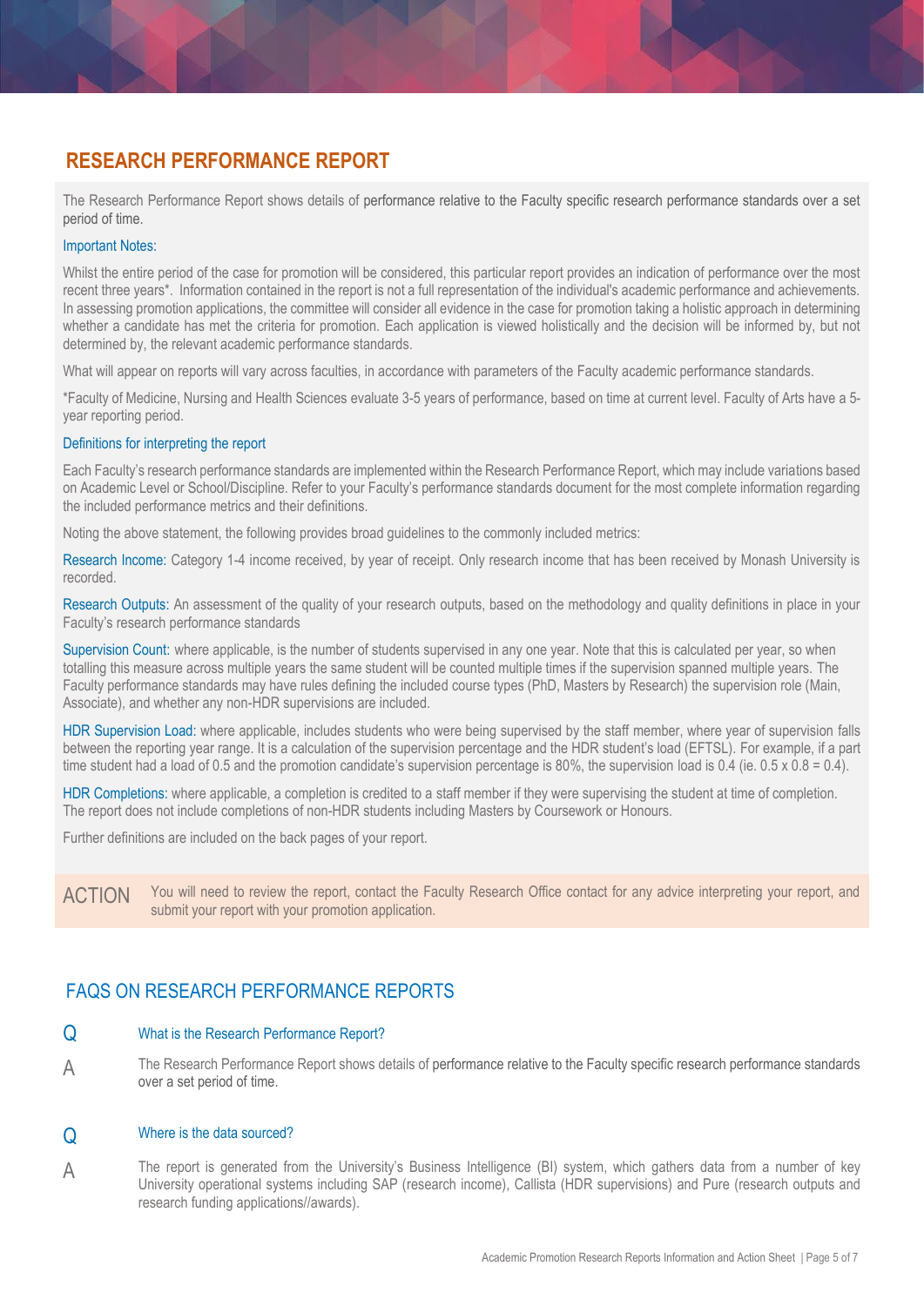## RESEARCH PERFORMANCE REPORT

The Research Performance Report shows details of performance relative to the Faculty specific research performance standards over a set period of time.

### Important Notes:

Whilst the entire period of the case for promotion will be considered, this particular report provides an indication of performance over the most recent three years*. Information contained in the report is not a full representation of the individual's academic performance and achievements. In assessing promotion applications, the committee will consider all evidence in the case for promotion taking a holistic approach in determining whether a candidate has met the criteria for promotion. Each application is viewed holistically and the decision will be informed by, but not determined by, the relevant academic performance standards.

What will appear on reports will vary across faculties, in accordance with parameters of the Faculty academic performance standards.

*Faculty of Medicine, Nursing and Health Sciences evaluate 3-5 years of performance, based on time at current level. Faculty of Arts have a 5-year reporting period.

### Definitions for interpreting the report

Each Faculty's research performance standards are implemented within the Research Performance Report, which may include variations based on Academic Level or School/Discipline. Refer to your Faculty's performance standards document for the most complete information regarding the included performance metrics and their definitions.

Noting the above statement, the following provides broad guidelines to the commonly included metrics:

**Research Income:** Category 1-4 income received, by year of receipt. Only research income that has been received by Monash University is recorded.

**Research Outputs:** An assessment of the quality of your research outputs, based on the methodology and quality definitions in place in your Faculty's research performance standards

**Supervision Count:** where applicable, is the number of students supervised in any one year. Note that this is calculated per year, so when totalling this measure across multiple years the same student will be counted multiple times if the supervision spanned multiple years. The Faculty performance standards may have rules defining the included course types (PhD, Masters by Research) the supervision role (Main, Associate), and whether any non-HDR supervisions are included.

**HDR Supervision Load:** where applicable, includes students who were being supervised by the staff member, where year of supervision falls between the reporting year range. It is a calculation of the supervision percentage and the HDR student's load (EFTSL). For example, if a part time student had a load of 0.5 and the promotion candidate's supervision percentage is 80%, the supervision load is 0.4 (ie. $0.5 \times 0.8 = 0.4$).

**HDR Completions:** where applicable, a completion is credited to a staff member if they were supervising the student at time of completion. The report does not include completions of non-HDR students including Masters by Coursework or Honours.

Further definitions are included on the back pages of your report.

**ACTION** You will need to review the report, contact the Faculty Research Office contact for any advice interpreting your report, and submit your report with your promotion application.

## FAQS ON RESEARCH PERFORMANCE REPORTS

**Q** What is the Research Performance Report?

**A** The Research Performance Report shows details of performance relative to the Faculty specific research performance standards over a set period of time.

**Q** Where is the data sourced?

**A** The report is generated from the University's Business Intelligence (BI) system, which gathers data from a number of key University operational systems including SAP (research income), Callista (HDR supervisions) and Pure (research outputs and research funding applications//awards).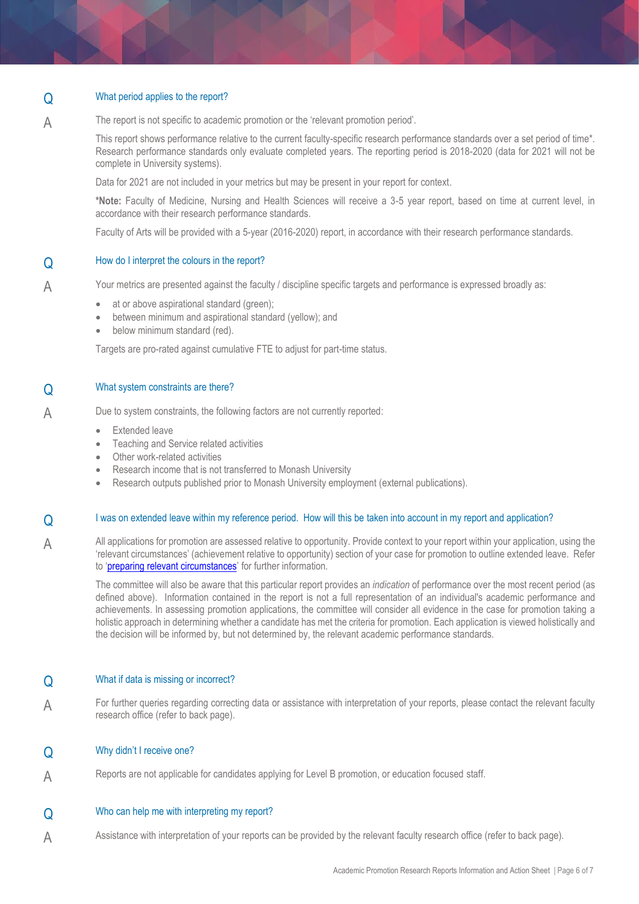**Q** What period applies to the report?

**A** The report is not specific to academic promotion or the 'relevant promotion period'.

This report shows performance relative to the current faculty-specific research performance standards over a set period of time*. Research performance standards only evaluate completed years. The reporting period is 2018-2020 (data for 2021 will not be complete in University systems).

Data for 2021 are not included in your metrics but may be present in your report for context.

***Note:** Faculty of Medicine, Nursing and Health Sciences will receive a 3-5 year report, based on time at current level, in accordance with their research performance standards.

Faculty of Arts will be provided with a 5-year (2016-2020) report, in accordance with their research performance standards.

**Q** How do I interpret the colours in the report?

**A** Your metrics are presented against the faculty / discipline specific targets and performance is expressed broadly as:

- at or above aspirational standard (green);
- between minimum and aspirational standard (yellow); and
- below minimum standard (red).

Targets are pro-rated against cumulative FTE to adjust for part-time status.

**Q** What system constraints are there?

**A** Due to system constraints, the following factors are not currently reported:

- Extended leave
- Teaching and Service related activities
- Other work-related activities
- Research income that is not transferred to Monash University
- Research outputs published prior to Monash University employment (external publications).

**Q** I was on extended leave within my reference period. How will this be taken into account in my report and application?

**A** All applications for promotion are assessed relative to opportunity. Provide context to your report within your application, using the 'relevant circumstances' (achievement relative to opportunity) section of your case for promotion to outline extended leave. Refer to '[preparing relevant circumstances]' for further information.

The committee will also be aware that this particular report provides an *indication* of performance over the most recent period (as defined above). Information contained in the report is not a full representation of an individual's academic performance and achievements. In assessing promotion applications, the committee will consider all evidence in the case for promotion taking a holistic approach in determining whether a candidate has met the criteria for promotion. Each application is viewed holistically and the decision will be informed by, but not determined by, the relevant academic performance standards.

**Q** What if data is missing or incorrect?

**A** For further queries regarding correcting data or assistance with interpretation of your reports, please contact the relevant faculty research office (refer to back page).

**Q** Why didn't I receive one?

**A** Reports are not applicable for candidates applying for Level B promotion, or education focused staff.

**Q** Who can help me with interpreting my report?

**A** Assistance with interpretation of your reports can be provided by the relevant faculty research office (refer to back page).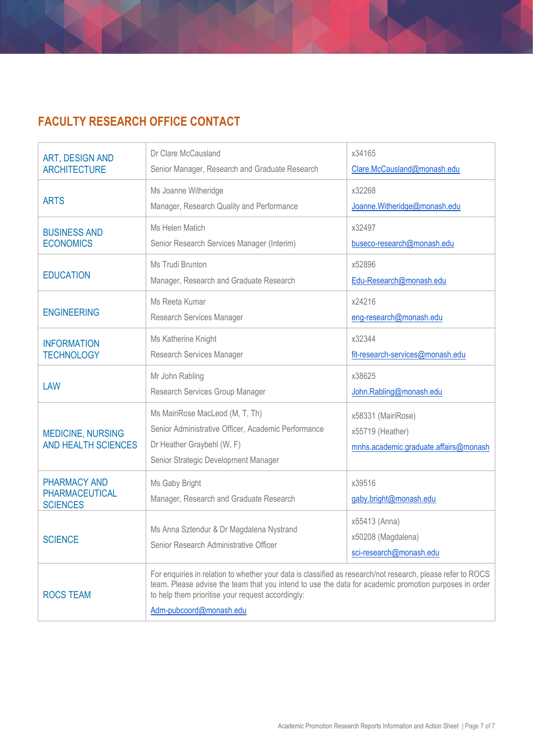## FACULTY RESEARCH OFFICE CONTACT

| | | |
|---|---|---|
| ART, DESIGN AND ARCHITECTURE | Dr Clare McCausland<br>Senior Manager, Research and Graduate Research | x34165<br>Clare.McCausland@monash.edu |
| ARTS | Ms Joanne Witheridge<br>Manager, Research Quality and Performance | x32268<br>Joanne.Witheridge@monash.edu |
| BUSINESS AND ECONOMICS | Ms Helen Matich<br>Senior Research Services Manager (Interim) | x32497<br>buseco-research@monash.edu |
| EDUCATION | Ms Trudi Brunton<br>Manager, Research and Graduate Research | x52896<br>Edu-Research@monash.edu |
| ENGINEERING | Ms Reeta Kumar<br>Research Services Manager | x24216<br>eng-research@monash.edu |
| INFORMATION TECHNOLOGY | Ms Katherine Knight<br>Research Services Manager | x32344<br>fit-research-services@monash.edu |
| LAW | Mr John Rabling<br>Research Services Group Manager | x38625<br>John.Rabling@monash.edu |
| MEDICINE, NURSING AND HEALTH SCIENCES | Ms MairiRose MacLeod (M, T, Th)<br>Senior Administrative Officer, Academic Performance<br>Dr Heather Graybehl (W, F)<br>Senior Strategic Development Manager | x58331 (MairiRose)<br>x55719 (Heather)<br>mnhs.academic.graduate.affairs@monash |
| PHARMACY AND PHARMACEUTICAL SCIENCES | Ms Gaby Bright<br>Manager, Research and Graduate Research | x39516<br>gaby.bright@monash.edu |
| SCIENCE | Ms Anna Sztendur & Dr Magdalena Nystrand<br>Senior Research Administrative Officer | x55413 (Anna)<br>x50208 (Magdalena)<br>sci-research@monash.edu |
| ROCS TEAM | For enquiries in relation to whether your data is classified as research/not research, please refer to ROCS team. Please advise the team that you intend to use the data for academic promotion purposes in order to help them prioritise your request accordingly:<br>Adm-pubcoord@monash.edu | |